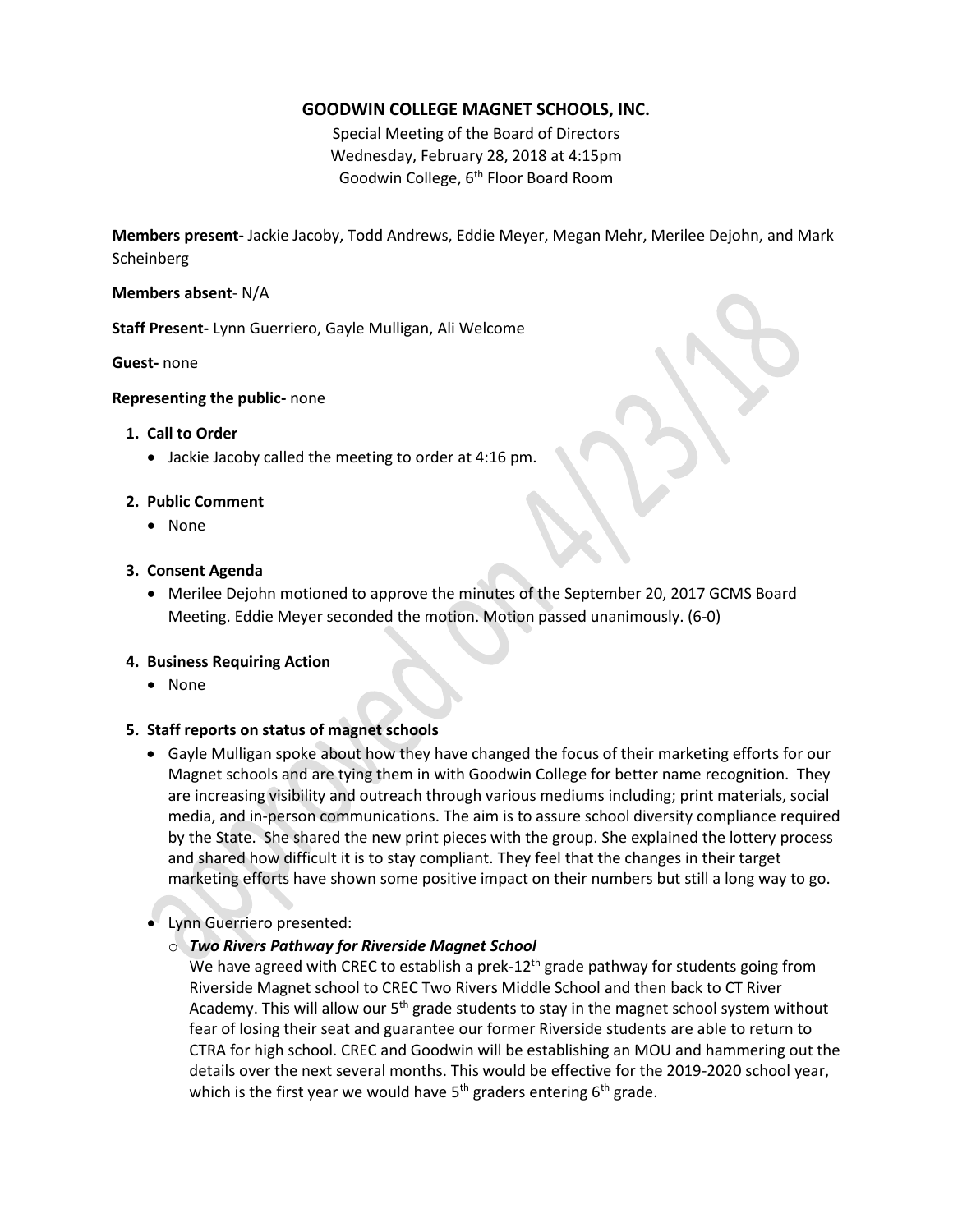# GOODWIN COLLEGE MAGNET SCHOOLS, INC.

Special Meeting of the Board of Directors
Wednesday, February 28, 2018 at 4:15pm
Goodwin College, 6th Floor Board Room

**Members present-** Jackie Jacoby, Todd Andrews, Eddie Meyer, Megan Mehr, Merilee Dejohn, and Mark Scheinberg

**Members absent**- N/A

**Staff Present-** Lynn Guerriero, Gayle Mulligan, Ali Welcome

**Guest-** none

**Representing the public-** none

1. **Call to Order**
   - Jackie Jacoby called the meeting to order at 4:16 pm.

2. **Public Comment**
   - None

3. **Consent Agenda**
   - Merilee Dejohn motioned to approve the minutes of the September 20, 2017 GCMS Board Meeting. Eddie Meyer seconded the motion. Motion passed unanimously. (6-0)

4. **Business Requiring Action**
   - None

5. **Staff reports on status of magnet schools**
   - Gayle Mulligan spoke about how they have changed the focus of their marketing efforts for our Magnet schools and are tying them in with Goodwin College for better name recognition. They are increasing visibility and outreach through various mediums including; print materials, social media, and in-person communications. The aim is to assure school diversity compliance required by the State. She shared the new print pieces with the group. She explained the lottery process and shared how difficult it is to stay compliant. They feel that the changes in their target marketing efforts have shown some positive impact on their numbers but still a long way to go.

   - Lynn Guerriero presented:
     - ***Two Rivers Pathway for Riverside Magnet School***
       We have agreed with CREC to establish a prek-12th grade pathway for students going from Riverside Magnet school to CREC Two Rivers Middle School and then back to CT River Academy. This will allow our 5th grade students to stay in the magnet school system without fear of losing their seat and guarantee our former Riverside students are able to return to CTRA for high school. CREC and Goodwin will be establishing an MOU and hammering out the details over the next several months. This would be effective for the 2019-2020 school year, which is the first year we would have 5th graders entering 6th grade.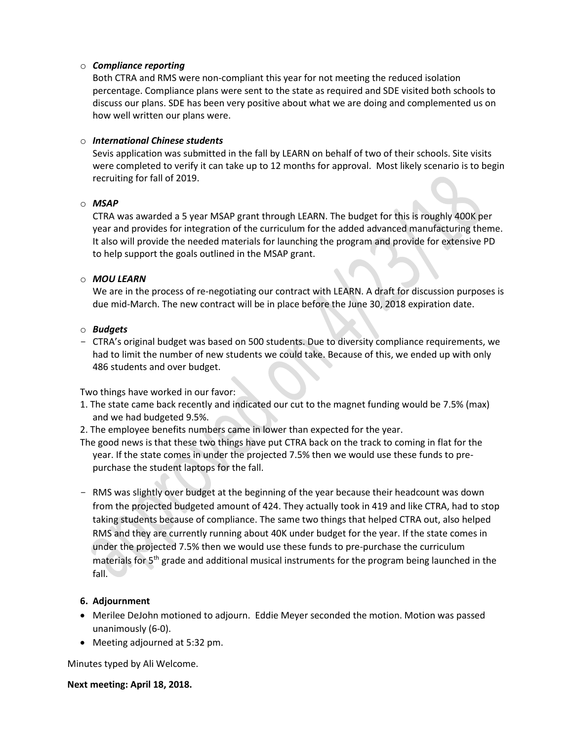- *Compliance reporting*

  Both CTRA and RMS were non-compliant this year for not meeting the reduced isolation percentage. Compliance plans were sent to the state as required and SDE visited both schools to discuss our plans. SDE has been very positive about what we are doing and complemented us on how well written our plans were.

- *International Chinese students*

  Sevis application was submitted in the fall by LEARN on behalf of two of their schools. Site visits were completed to verify it can take up to 12 months for approval. Most likely scenario is to begin recruiting for fall of 2019.

- *MSAP*

  CTRA was awarded a 5 year MSAP grant through LEARN. The budget for this is roughly 400K per year and provides for integration of the curriculum for the added advanced manufacturing theme. It also will provide the needed materials for launching the program and provide for extensive PD to help support the goals outlined in the MSAP grant.

- *MOU LEARN*

  We are in the process of re-negotiating our contract with LEARN. A draft for discussion purposes is due mid-March. The new contract will be in place before the June 30, 2018 expiration date.

- *Budgets*

- CTRA's original budget was based on 500 students. Due to diversity compliance requirements, we had to limit the number of new students we could take. Because of this, we ended up with only 486 students and over budget.

Two things have worked in our favor:

1. The state came back recently and indicated our cut to the magnet funding would be 7.5% (max) and we had budgeted 9.5%.
2. The employee benefits numbers came in lower than expected for the year.

The good news is that these two things have put CTRA back on the track to coming in flat for the year. If the state comes in under the projected 7.5% then we would use these funds to pre-purchase the student laptops for the fall.

- RMS was slightly over budget at the beginning of the year because their headcount was down from the projected budgeted amount of 424. They actually took in 419 and like CTRA, had to stop taking students because of compliance. The same two things that helped CTRA out, also helped RMS and they are currently running about 40K under budget for the year. If the state comes in under the projected 7.5% then we would use these funds to pre-purchase the curriculum materials for 5th grade and additional musical instruments for the program being launched in the fall.

**6. Adjournment**

- Merilee DeJohn motioned to adjourn. Eddie Meyer seconded the motion. Motion was passed unanimously (6-0).
- Meeting adjourned at 5:32 pm.

Minutes typed by Ali Welcome.

**Next meeting: April 18, 2018.**